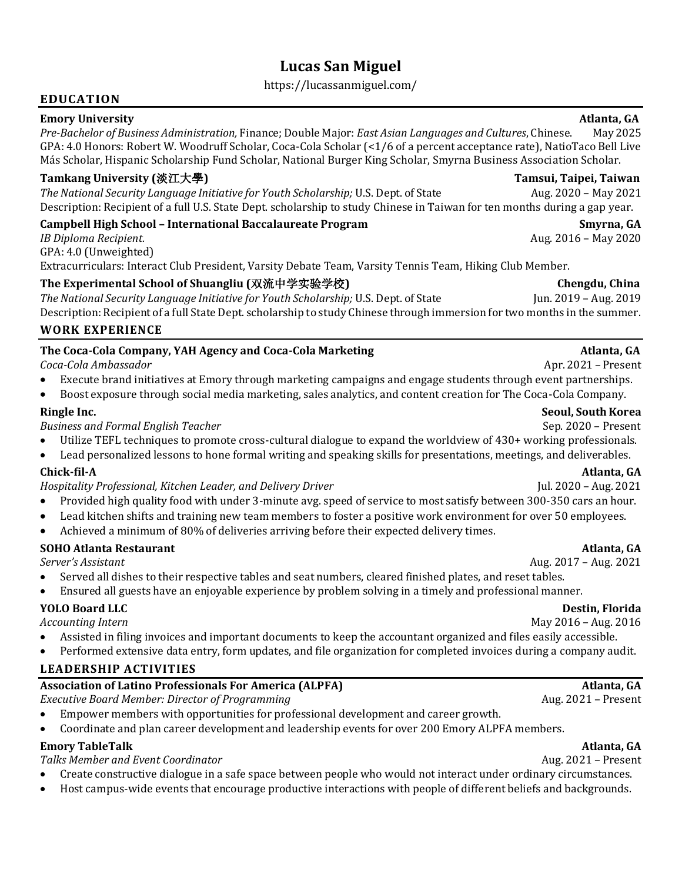# Lucas San Miguel

https://lucassanmiguel.com/

## EDUCATION

**Emory University** — **Atlanta, GA**
*Pre-Bachelor of Business Administration,* Finance; Double Major: *East Asian Languages and Cultures*, Chinese. — May 2025
GPA: 4.0 Honors: Robert W. Woodruff Scholar, Coca-Cola Scholar (<1/6 of a percent acceptance rate), NatioTaco Bell Live Más Scholar, Hispanic Scholarship Fund Scholar, National Burger King Scholar, Smyrna Business Association Scholar.

**Tamkang University (淡江大學)** — **Tamsui, Taipei, Taiwan**
*The National Security Language Initiative for Youth Scholarship;* U.S. Dept. of State — Aug. 2020 – May 2021
Description: Recipient of a full U.S. State Dept. scholarship to study Chinese in Taiwan for ten months during a gap year.

**Campbell High School – International Baccalaureate Program** — **Smyrna, GA**
*IB Diploma Recipient.* — Aug. 2016 – May 2020
GPA: 4.0 (Unweighted)
Extracurriculars: Interact Club President, Varsity Debate Team, Varsity Tennis Team, Hiking Club Member.

**The Experimental School of Shuangliu (双流中学实验学校)** — **Chengdu, China**
*The National Security Language Initiative for Youth Scholarship;* U.S. Dept. of State — Jun. 2019 – Aug. 2019
Description: Recipient of a full State Dept. scholarship to study Chinese through immersion for two months in the summer.

## WORK EXPERIENCE

**The Coca-Cola Company, YAH Agency and Coca-Cola Marketing** — **Atlanta, GA**
*Coca-Cola Ambassador* — Apr. 2021 – Present
- Execute brand initiatives at Emory through marketing campaigns and engage students through event partnerships.
- Boost exposure through social media marketing, sales analytics, and content creation for The Coca-Cola Company.

**Ringle Inc.** — **Seoul, South Korea**
*Business and Formal English Teacher* — Sep. 2020 – Present
- Utilize TEFL techniques to promote cross-cultural dialogue to expand the worldview of 430+ working professionals.
- Lead personalized lessons to hone formal writing and speaking skills for presentations, meetings, and deliverables.

**Chick-fil-A** — **Atlanta, GA**
*Hospitality Professional, Kitchen Leader, and Delivery Driver* — Jul. 2020 – Aug. 2021
- Provided high quality food with under 3-minute avg. speed of service to most satisfy between 300-350 cars an hour.
- Lead kitchen shifts and training new team members to foster a positive work environment for over 50 employees.
- Achieved a minimum of 80% of deliveries arriving before their expected delivery times.

**SOHO Atlanta Restaurant** — **Atlanta, GA**
*Server's Assistant* — Aug. 2017 – Aug. 2021
- Served all dishes to their respective tables and seat numbers, cleared finished plates, and reset tables.
- Ensured all guests have an enjoyable experience by problem solving in a timely and professional manner.

**YOLO Board LLC** — **Destin, Florida**
*Accounting Intern* — May 2016 – Aug. 2016
- Assisted in filing invoices and important documents to keep the accountant organized and files easily accessible.
- Performed extensive data entry, form updates, and file organization for completed invoices during a company audit.

## LEADERSHIP ACTIVITIES

**Association of Latino Professionals For America (ALPFA)** — **Atlanta, GA**
*Executive Board Member: Director of Programming* — Aug. 2021 – Present
- Empower members with opportunities for professional development and career growth.
- Coordinate and plan career development and leadership events for over 200 Emory ALPFA members.

**Emory TableTalk** — **Atlanta, GA**
*Talks Member and Event Coordinator* — Aug. 2021 – Present
- Create constructive dialogue in a safe space between people who would not interact under ordinary circumstances.
- Host campus-wide events that encourage productive interactions with people of different beliefs and backgrounds.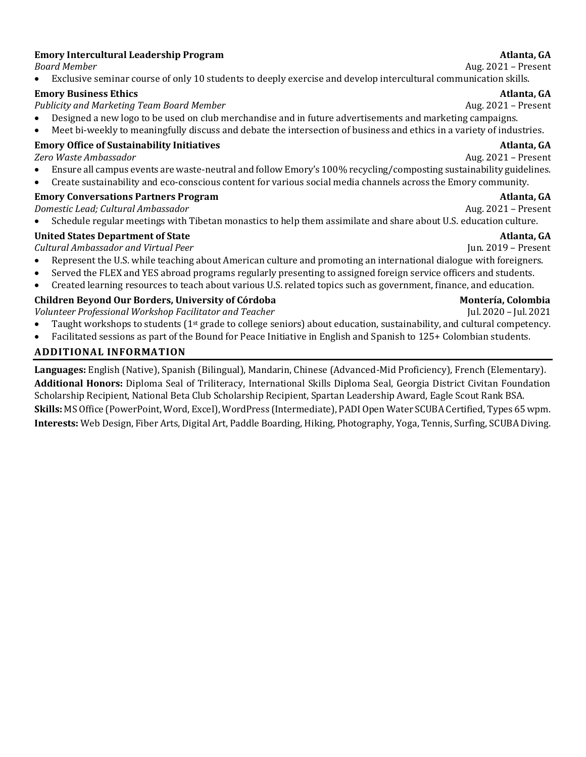**Emory Intercultural Leadership Program** **Atlanta, GA**
*Board Member* Aug. 2021 – Present

- Exclusive seminar course of only 10 students to deeply exercise and develop intercultural communication skills.

**Emory Business Ethics** **Atlanta, GA**
*Publicity and Marketing Team Board Member* Aug. 2021 – Present

- Designed a new logo to be used on club merchandise and in future advertisements and marketing campaigns.
- Meet bi-weekly to meaningfully discuss and debate the intersection of business and ethics in a variety of industries.

**Emory Office of Sustainability Initiatives** **Atlanta, GA**
*Zero Waste Ambassador* Aug. 2021 – Present

- Ensure all campus events are waste-neutral and follow Emory's 100% recycling/composting sustainability guidelines.
- Create sustainability and eco-conscious content for various social media channels across the Emory community.

**Emory Conversations Partners Program** **Atlanta, GA**
*Domestic Lead; Cultural Ambassador* Aug. 2021 – Present

- Schedule regular meetings with Tibetan monastics to help them assimilate and share about U.S. education culture.

**United States Department of State** **Atlanta, GA**
*Cultural Ambassador and Virtual Peer* Jun. 2019 – Present

- Represent the U.S. while teaching about American culture and promoting an international dialogue with foreigners.
- Served the FLEX and YES abroad programs regularly presenting to assigned foreign service officers and students.
- Created learning resources to teach about various U.S. related topics such as government, finance, and education.

**Children Beyond Our Borders, University of Córdoba** **Montería, Colombia**
*Volunteer Professional Workshop Facilitator and Teacher* Jul. 2020 – Jul. 2021

- Taught workshops to students (1st grade to college seniors) about education, sustainability, and cultural competency.
- Facilitated sessions as part of the Bound for Peace Initiative in English and Spanish to 125+ Colombian students.

## ADDITIONAL INFORMATION

**Languages:** English (Native), Spanish (Bilingual), Mandarin, Chinese (Advanced-Mid Proficiency), French (Elementary).
**Additional Honors:** Diploma Seal of Triliteracy, International Skills Diploma Seal, Georgia District Civitan Foundation Scholarship Recipient, National Beta Club Scholarship Recipient, Spartan Leadership Award, Eagle Scout Rank BSA.
**Skills:** MS Office (PowerPoint, Word, Excel), WordPress (Intermediate), PADI Open Water SCUBA Certified, Types 65 wpm.
**Interests:** Web Design, Fiber Arts, Digital Art, Paddle Boarding, Hiking, Photography, Yoga, Tennis, Surfing, SCUBA Diving.